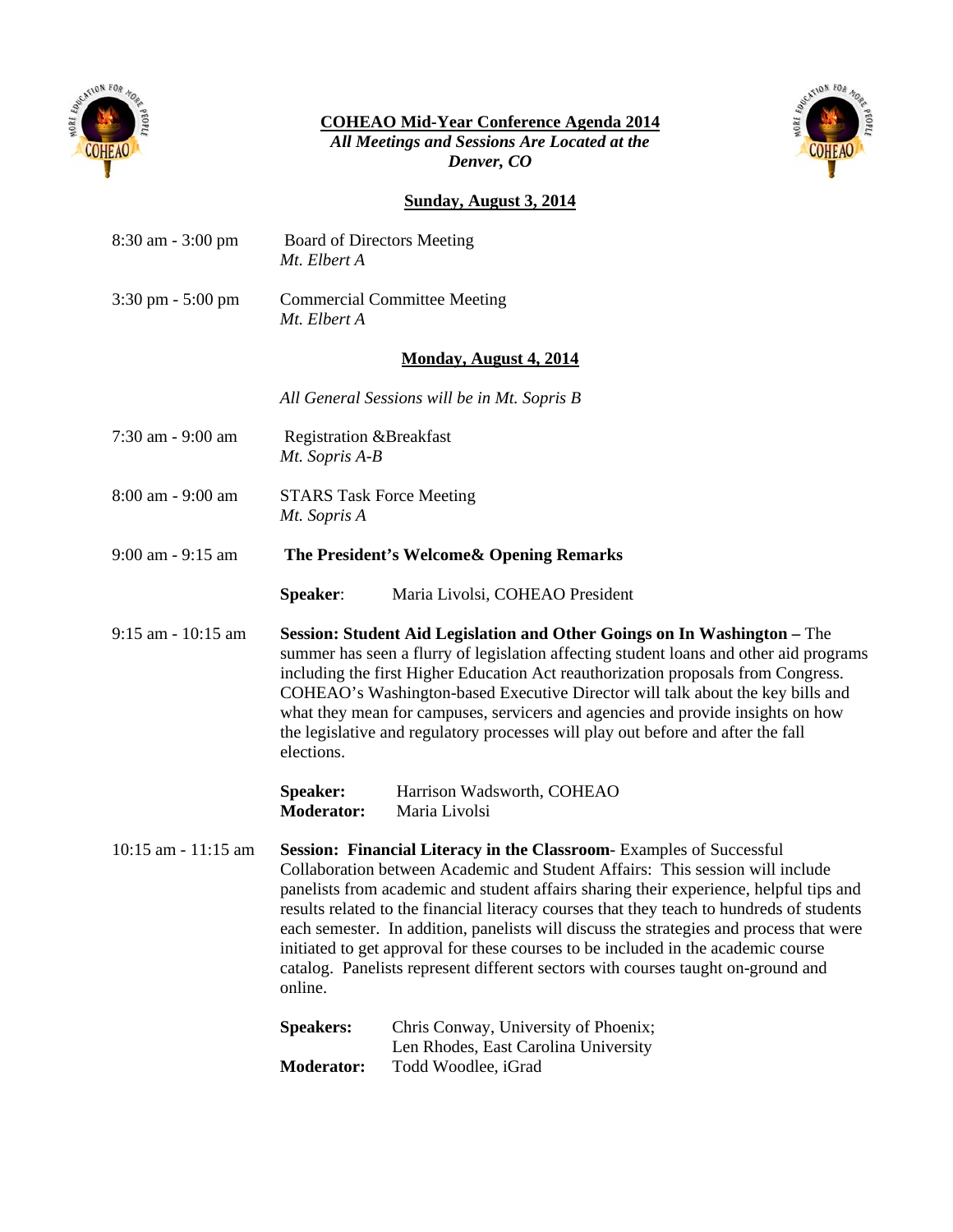# COHEAO Mid-Year Conference Agenda 2014

*All Meetings and Sessions Are Located at the Denver, CO*

## Sunday, August 3, 2014

8:30 am - 3:00 pm — Board of Directors Meeting
*Mt. Elbert A*

3:30 pm - 5:00 pm — Commercial Committee Meeting
*Mt. Elbert A*

## Monday, August 4, 2014

*All General Sessions will be in Mt. Sopris B*

7:30 am - 9:00 am — Registration &Breakfast
*Mt. Sopris A-B*

8:00 am - 9:00 am — STARS Task Force Meeting
*Mt. Sopris A*

9:00 am - 9:15 am — **The President's Welcome& Opening Remarks**

**Speaker**: Maria Livolsi, COHEAO President

9:15 am - 10:15 am — **Session: Student Aid Legislation and Other Goings on In Washington –** The summer has seen a flurry of legislation affecting student loans and other aid programs including the first Higher Education Act reauthorization proposals from Congress. COHEAO's Washington-based Executive Director will talk about the key bills and what they mean for campuses, servicers and agencies and provide insights on how the legislative and regulatory processes will play out before and after the fall elections.

**Speaker:** Harrison Wadsworth, COHEAO
**Moderator:** Maria Livolsi

10:15 am - 11:15 am — **Session: Financial Literacy in the Classroom**- Examples of Successful Collaboration between Academic and Student Affairs: This session will include panelists from academic and student affairs sharing their experience, helpful tips and results related to the financial literacy courses that they teach to hundreds of students each semester. In addition, panelists will discuss the strategies and process that were initiated to get approval for these courses to be included in the academic course catalog. Panelists represent different sectors with courses taught on-ground and online.

**Speakers:** Chris Conway, University of Phoenix;
Len Rhodes, East Carolina University
**Moderator:** Todd Woodlee, iGrad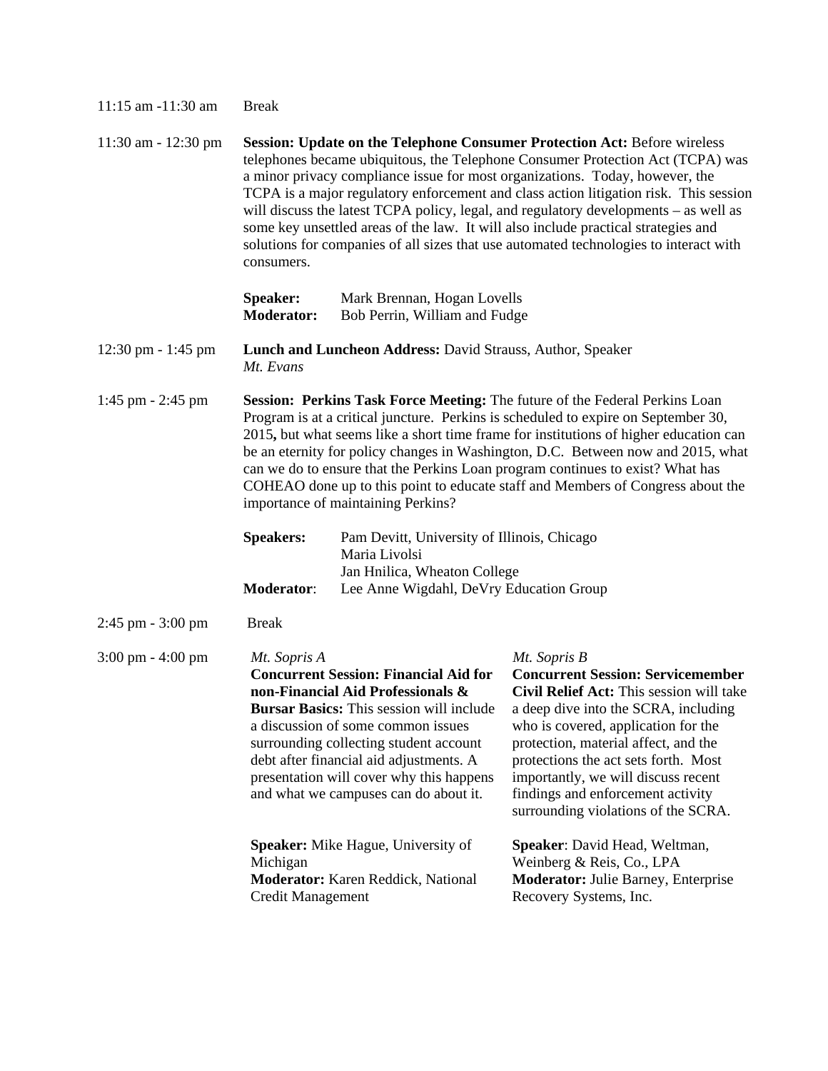11:15 am - 11:30 am Break

11:30 am - 12:30 pm **Session: Update on the Telephone Consumer Protection Act:** Before wireless telephones became ubiquitous, the Telephone Consumer Protection Act (TCPA) was a minor privacy compliance issue for most organizations. Today, however, the TCPA is a major regulatory enforcement and class action litigation risk. This session will discuss the latest TCPA policy, legal, and regulatory developments – as well as some key unsettled areas of the law. It will also include practical strategies and solutions for companies of all sizes that use automated technologies to interact with consumers.

**Speaker:** Mark Brennan, Hogan Lovells
**Moderator:** Bob Perrin, William and Fudge

12:30 pm - 1:45 pm **Lunch and Luncheon Address:** David Strauss, Author, Speaker
*Mt. Evans*

1:45 pm - 2:45 pm **Session: Perkins Task Force Meeting:** The future of the Federal Perkins Loan Program is at a critical juncture. Perkins is scheduled to expire on September 30, 2015**,** but what seems like a short time frame for institutions of higher education can be an eternity for policy changes in Washington, D.C. Between now and 2015, what can we do to ensure that the Perkins Loan program continues to exist? What has COHEAO done up to this point to educate staff and Members of Congress about the importance of maintaining Perkins?

**Speakers:** Pam Devitt, University of Illinois, Chicago
Maria Livolsi
Jan Hnilica, Wheaton College
**Moderator**: Lee Anne Wigdahl, DeVry Education Group

2:45 pm - 3:00 pm Break

3:00 pm - 4:00 pm

*Mt. Sopris A*
**Concurrent Session: Financial Aid for non-Financial Aid Professionals & Bursar Basics:** This session will include a discussion of some common issues surrounding collecting student account debt after financial aid adjustments. A presentation will cover why this happens and what we campuses can do about it.

**Speaker:** Mike Hague, University of Michigan
**Moderator:** Karen Reddick, National Credit Management

*Mt. Sopris B*
**Concurrent Session: Servicemember Civil Relief Act:** This session will take a deep dive into the SCRA, including who is covered, application for the protection, material affect, and the protections the act sets forth. Most importantly, we will discuss recent findings and enforcement activity surrounding violations of the SCRA.

**Speaker**: David Head, Weltman, Weinberg & Reis, Co., LPA
**Moderator:** Julie Barney, Enterprise Recovery Systems, Inc.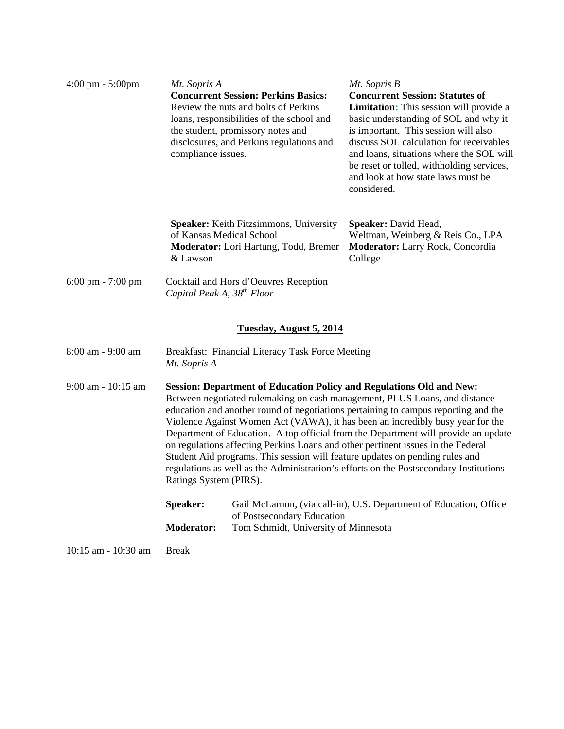**4:00 pm - 5:00pm**

*Mt. Sopris A*
**Concurrent Session: Perkins Basics:** Review the nuts and bolts of Perkins loans, responsibilities of the school and the student, promissory notes and disclosures, and Perkins regulations and compliance issues.

**Speaker:** Keith Fitzsimmons, University of Kansas Medical School
**Moderator:** Lori Hartung, Todd, Bremer & Lawson

*Mt. Sopris B*
**Concurrent Session: Statutes of Limitation:** This session will provide a basic understanding of SOL and why it is important. This session will also discuss SOL calculation for receivables and loans, situations where the SOL will be reset or tolled, withholding services, and look at how state laws must be considered.

**Speaker:** David Head, Weltman, Weinberg & Reis Co., LPA
**Moderator:** Larry Rock, Concordia College

**6:00 pm - 7:00 pm**

Cocktail and Hors d'Oeuvres Reception
*Capitol Peak A, 38th Floor*

## Tuesday, August 5, 2014

**8:00 am - 9:00 am**

Breakfast: Financial Literacy Task Force Meeting
*Mt. Sopris A*

**9:00 am - 10:15 am**

**Session: Department of Education Policy and Regulations Old and New:** Between negotiated rulemaking on cash management, PLUS Loans, and distance education and another round of negotiations pertaining to campus reporting and the Violence Against Women Act (VAWA), it has been an incredibly busy year for the Department of Education. A top official from the Department will provide an update on regulations affecting Perkins Loans and other pertinent issues in the Federal Student Aid programs. This session will feature updates on pending rules and regulations as well as the Administration's efforts on the Postsecondary Institutions Ratings System (PIRS).

**Speaker:** Gail McLarnon, (via call-in), U.S. Department of Education, Office of Postsecondary Education
**Moderator:** Tom Schmidt, University of Minnesota

**10:15 am - 10:30 am**

Break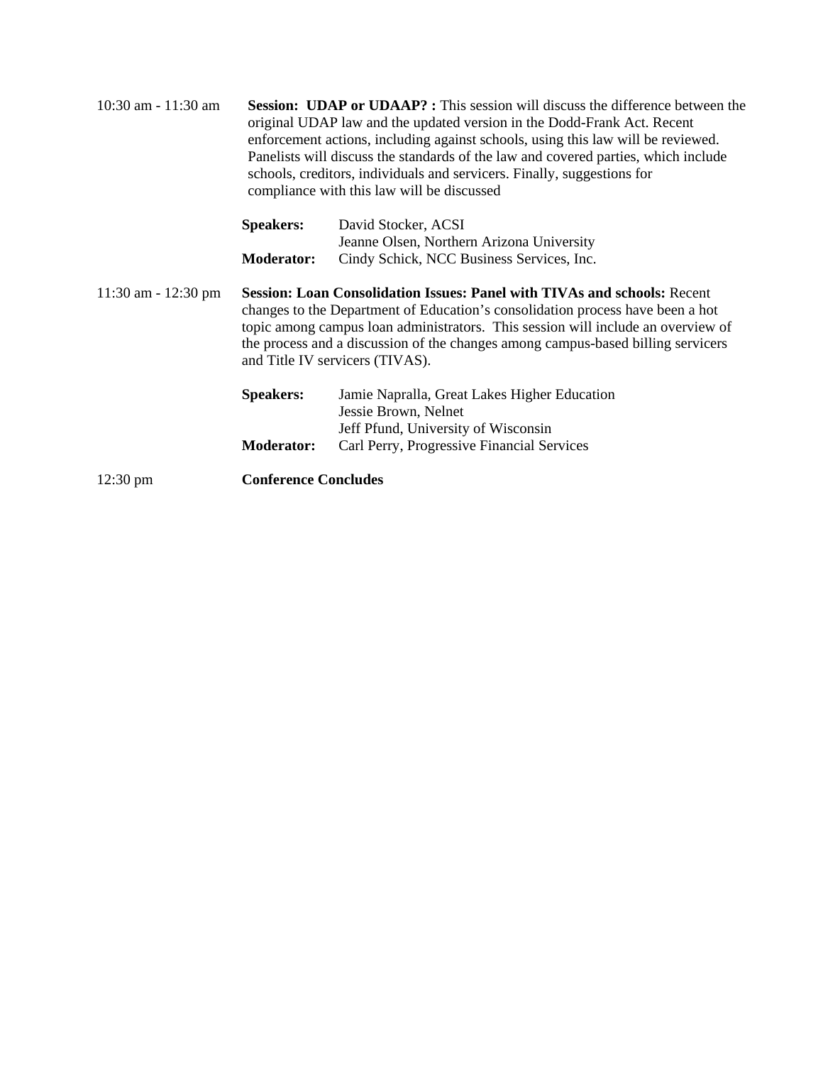10:30 am - 11:30 am **Session: UDAP or UDAAP? :** This session will discuss the difference between the original UDAP law and the updated version in the Dodd-Frank Act. Recent enforcement actions, including against schools, using this law will be reviewed. Panelists will discuss the standards of the law and covered parties, which include schools, creditors, individuals and servicers. Finally, suggestions for compliance with this law will be discussed

**Speakers:** David Stocker, ACSI
Jeanne Olsen, Northern Arizona University
**Moderator:** Cindy Schick, NCC Business Services, Inc.

11:30 am - 12:30 pm **Session: Loan Consolidation Issues: Panel with TIVAs and schools:** Recent changes to the Department of Education's consolidation process have been a hot topic among campus loan administrators. This session will include an overview of the process and a discussion of the changes among campus-based billing servicers and Title IV servicers (TIVAS).

**Speakers:** Jamie Napralla, Great Lakes Higher Education
Jessie Brown, Nelnet
Jeff Pfund, University of Wisconsin
**Moderator:** Carl Perry, Progressive Financial Services

12:30 pm **Conference Concludes**